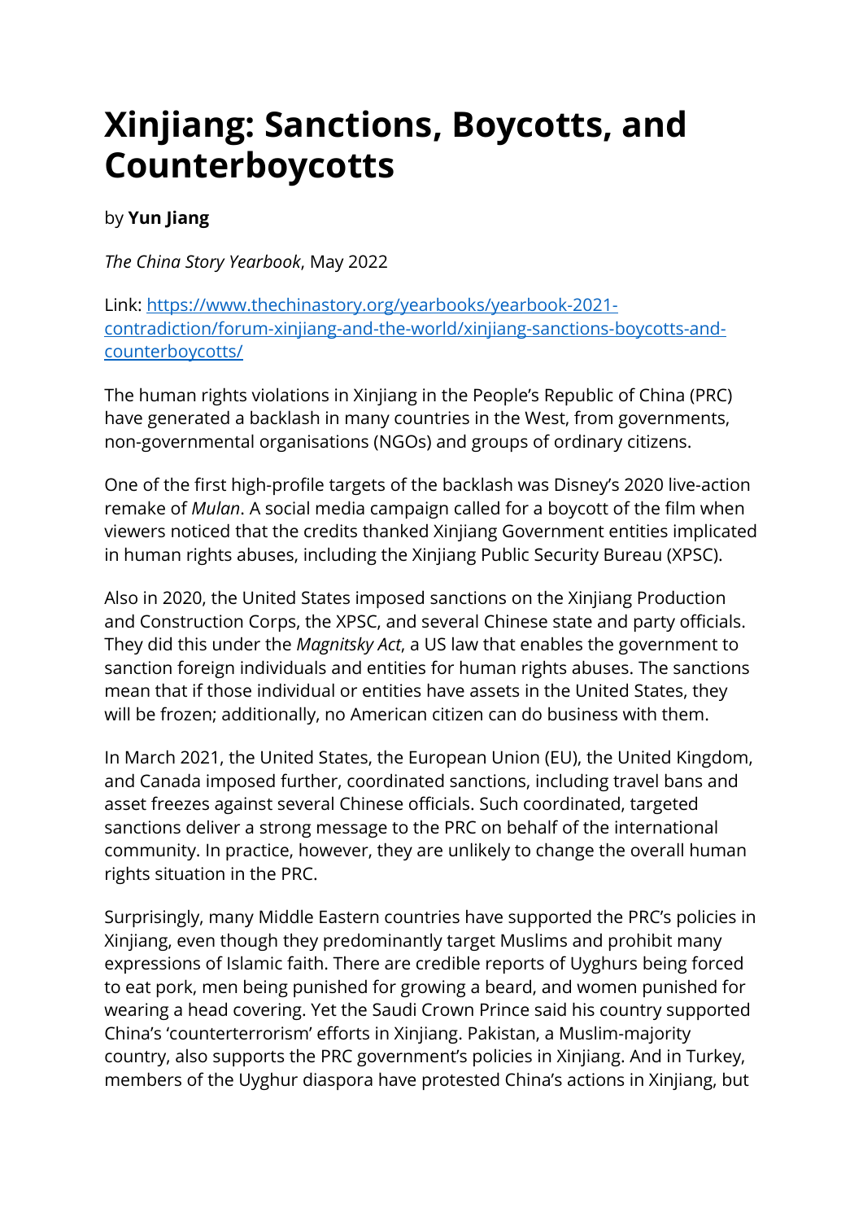# Xinjiang: Sanctions, Boycotts, and Counterboycotts

by **Yun Jiang**

*The China Story Yearbook*, May 2022

Link: [https://www.thechinastory.org/yearbooks/yearbook-2021-contradiction/forum-xinjiang-and-the-world/xinjiang-sanctions-boycotts-and-counterboycotts/](https://www.thechinastory.org/yearbooks/yearbook-2021-contradiction/forum-xinjiang-and-the-world/xinjiang-sanctions-boycotts-and-counterboycotts/)

The human rights violations in Xinjiang in the People's Republic of China (PRC) have generated a backlash in many countries in the West, from governments, non-governmental organisations (NGOs) and groups of ordinary citizens.

One of the first high-profile targets of the backlash was Disney's 2020 live-action remake of *Mulan*. A social media campaign called for a boycott of the film when viewers noticed that the credits thanked Xinjiang Government entities implicated in human rights abuses, including the Xinjiang Public Security Bureau (XPSC).

Also in 2020, the United States imposed sanctions on the Xinjiang Production and Construction Corps, the XPSC, and several Chinese state and party officials. They did this under the *Magnitsky Act*, a US law that enables the government to sanction foreign individuals and entities for human rights abuses. The sanctions mean that if those individual or entities have assets in the United States, they will be frozen; additionally, no American citizen can do business with them.

In March 2021, the United States, the European Union (EU), the United Kingdom, and Canada imposed further, coordinated sanctions, including travel bans and asset freezes against several Chinese officials. Such coordinated, targeted sanctions deliver a strong message to the PRC on behalf of the international community. In practice, however, they are unlikely to change the overall human rights situation in the PRC.

Surprisingly, many Middle Eastern countries have supported the PRC's policies in Xinjiang, even though they predominantly target Muslims and prohibit many expressions of Islamic faith. There are credible reports of Uyghurs being forced to eat pork, men being punished for growing a beard, and women punished for wearing a head covering. Yet the Saudi Crown Prince said his country supported China's 'counterterrorism' efforts in Xinjiang. Pakistan, a Muslim-majority country, also supports the PRC government's policies in Xinjiang. And in Turkey, members of the Uyghur diaspora have protested China's actions in Xinjiang, but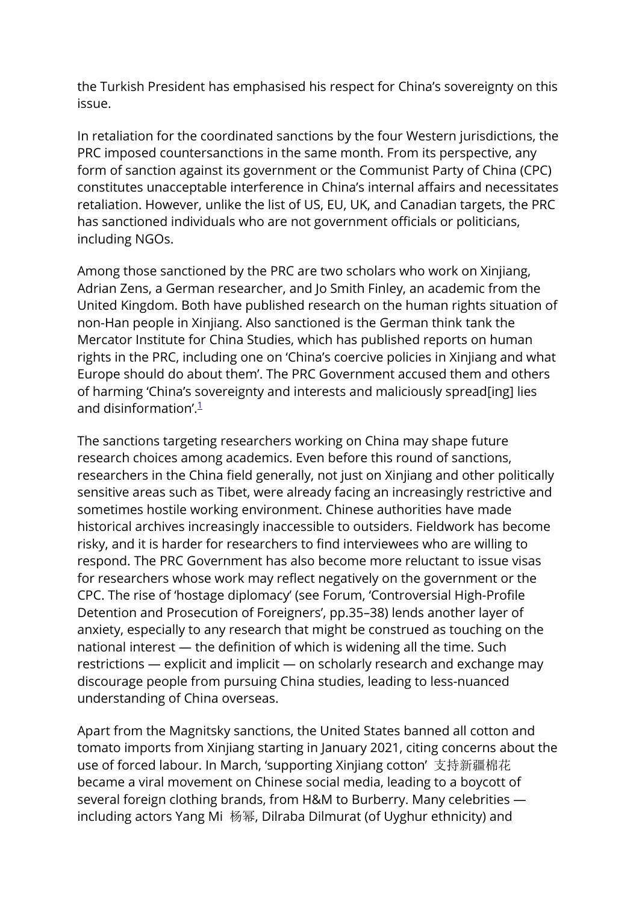the Turkish President has emphasised his respect for China's sovereignty on this issue.

In retaliation for the coordinated sanctions by the four Western jurisdictions, the PRC imposed countersanctions in the same month. From its perspective, any form of sanction against its government or the Communist Party of China (CPC) constitutes unacceptable interference in China's internal affairs and necessitates retaliation. However, unlike the list of US, EU, UK, and Canadian targets, the PRC has sanctioned individuals who are not government officials or politicians, including NGOs.

Among those sanctioned by the PRC are two scholars who work on Xinjiang, Adrian Zens, a German researcher, and Jo Smith Finley, an academic from the United Kingdom. Both have published research on the human rights situation of non-Han people in Xinjiang. Also sanctioned is the German think tank the Mercator Institute for China Studies, which has published reports on human rights in the PRC, including one on 'China's coercive policies in Xinjiang and what Europe should do about them'. The PRC Government accused them and others of harming 'China's sovereignty and interests and maliciously spread[ing] lies and disinformation'.[1]

The sanctions targeting researchers working on China may shape future research choices among academics. Even before this round of sanctions, researchers in the China field generally, not just on Xinjiang and other politically sensitive areas such as Tibet, were already facing an increasingly restrictive and sometimes hostile working environment. Chinese authorities have made historical archives increasingly inaccessible to outsiders. Fieldwork has become risky, and it is harder for researchers to find interviewees who are willing to respond. The PRC Government has also become more reluctant to issue visas for researchers whose work may reflect negatively on the government or the CPC. The rise of 'hostage diplomacy' (see Forum, 'Controversial High-Profile Detention and Prosecution of Foreigners', pp.35–38) lends another layer of anxiety, especially to any research that might be construed as touching on the national interest — the definition of which is widening all the time. Such restrictions — explicit and implicit — on scholarly research and exchange may discourage people from pursuing China studies, leading to less-nuanced understanding of China overseas.

Apart from the Magnitsky sanctions, the United States banned all cotton and tomato imports from Xinjiang starting in January 2021, citing concerns about the use of forced labour. In March, 'supporting Xinjiang cotton' 支持新疆棉花 became a viral movement on Chinese social media, leading to a boycott of several foreign clothing brands, from H&M to Burberry. Many celebrities — including actors Yang Mi 杨幂, Dilraba Dilmurat (of Uyghur ethnicity) and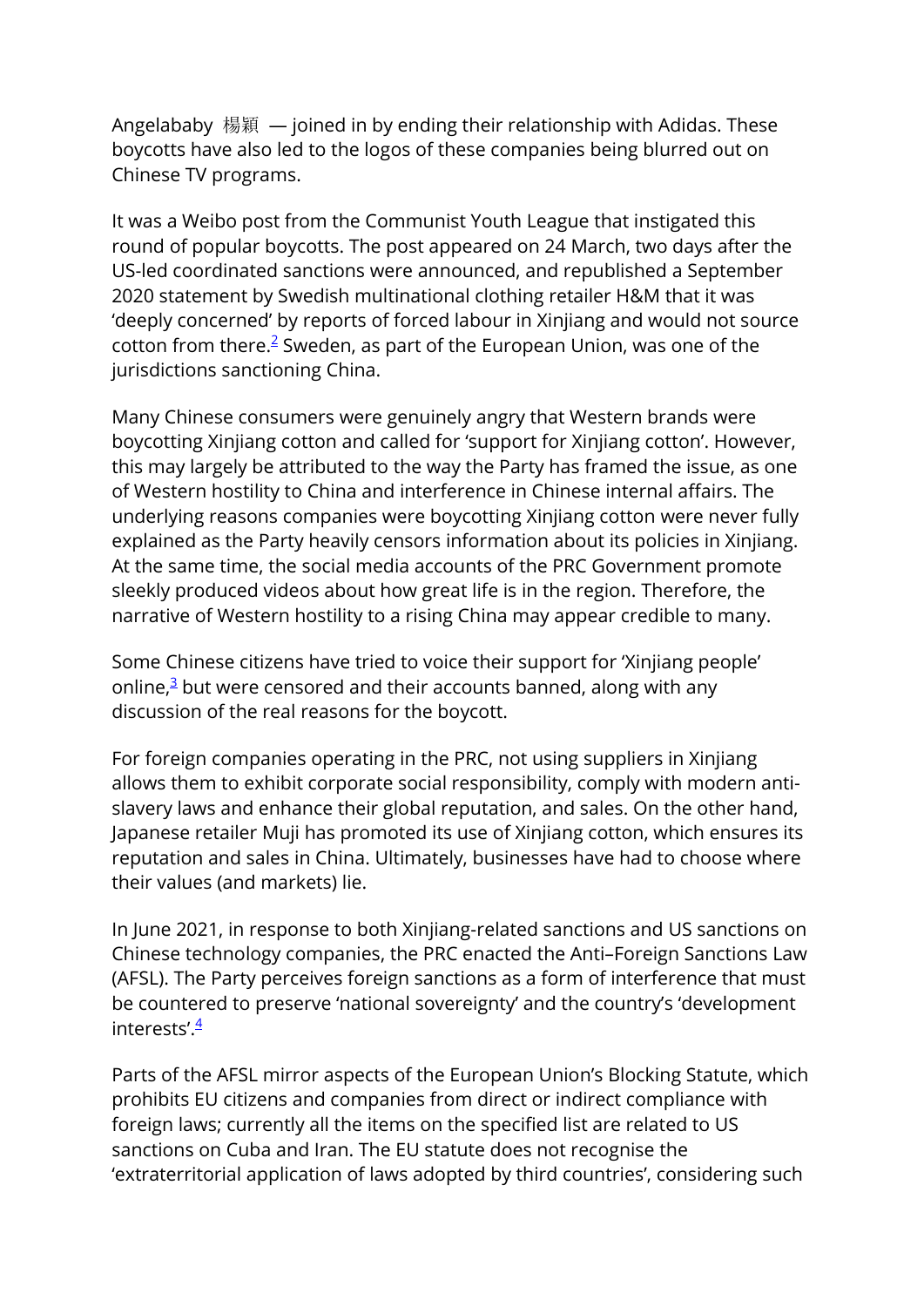Angelababy 楊穎 — joined in by ending their relationship with Adidas. These boycotts have also led to the logos of these companies being blurred out on Chinese TV programs.

It was a Weibo post from the Communist Youth League that instigated this round of popular boycotts. The post appeared on 24 March, two days after the US-led coordinated sanctions were announced, and republished a September 2020 statement by Swedish multinational clothing retailer H&M that it was 'deeply concerned' by reports of forced labour in Xinjiang and would not source cotton from there.[2] Sweden, as part of the European Union, was one of the jurisdictions sanctioning China.

Many Chinese consumers were genuinely angry that Western brands were boycotting Xinjiang cotton and called for 'support for Xinjiang cotton'. However, this may largely be attributed to the way the Party has framed the issue, as one of Western hostility to China and interference in Chinese internal affairs. The underlying reasons companies were boycotting Xinjiang cotton were never fully explained as the Party heavily censors information about its policies in Xinjiang. At the same time, the social media accounts of the PRC Government promote sleekly produced videos about how great life is in the region. Therefore, the narrative of Western hostility to a rising China may appear credible to many.

Some Chinese citizens have tried to voice their support for 'Xinjiang people' online,[3] but were censored and their accounts banned, along with any discussion of the real reasons for the boycott.

For foreign companies operating in the PRC, not using suppliers in Xinjiang allows them to exhibit corporate social responsibility, comply with modern anti-slavery laws and enhance their global reputation, and sales. On the other hand, Japanese retailer Muji has promoted its use of Xinjiang cotton, which ensures its reputation and sales in China. Ultimately, businesses have had to choose where their values (and markets) lie.

In June 2021, in response to both Xinjiang-related sanctions and US sanctions on Chinese technology companies, the PRC enacted the Anti–Foreign Sanctions Law (AFSL). The Party perceives foreign sanctions as a form of interference that must be countered to preserve 'national sovereignty' and the country's 'development interests'.[4]

Parts of the AFSL mirror aspects of the European Union's Blocking Statute, which prohibits EU citizens and companies from direct or indirect compliance with foreign laws; currently all the items on the specified list are related to US sanctions on Cuba and Iran. The EU statute does not recognise the 'extraterritorial application of laws adopted by third countries', considering such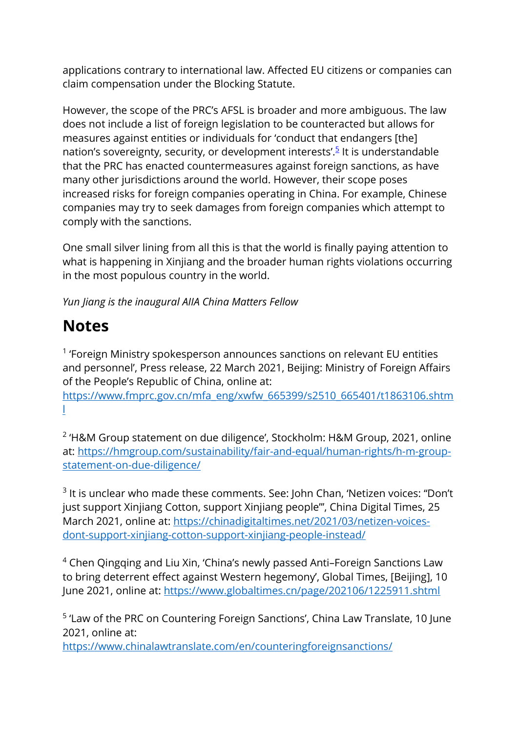applications contrary to international law. Affected EU citizens or companies can claim compensation under the Blocking Statute.

However, the scope of the PRC's AFSL is broader and more ambiguous. The law does not include a list of foreign legislation to be counteracted but allows for measures against entities or individuals for 'conduct that endangers [the] nation's sovereignty, security, or development interests'.[5] It is understandable that the PRC has enacted countermeasures against foreign sanctions, as have many other jurisdictions around the world. However, their scope poses increased risks for foreign companies operating in China. For example, Chinese companies may try to seek damages from foreign companies which attempt to comply with the sanctions.

One small silver lining from all this is that the world is finally paying attention to what is happening in Xinjiang and the broader human rights violations occurring in the most populous country in the world.

*Yun Jiang is the inaugural AIIA China Matters Fellow*

## Notes

[1] 'Foreign Ministry spokesperson announces sanctions on relevant EU entities and personnel', Press release, 22 March 2021, Beijing: Ministry of Foreign Affairs of the People's Republic of China, online at: https://www.fmprc.gov.cn/mfa_eng/xwfw_665399/s2510_665401/t1863106.shtml

[2] 'H&M Group statement on due diligence', Stockholm: H&M Group, 2021, online at: https://hmgroup.com/sustainability/fair-and-equal/human-rights/h-m-group-statement-on-due-diligence/

[3] It is unclear who made these comments. See: John Chan, 'Netizen voices: "Don't just support Xinjiang Cotton, support Xinjiang people"', China Digital Times, 25 March 2021, online at: https://chinadigitaltimes.net/2021/03/netizen-voices-dont-support-xinjiang-cotton-support-xinjiang-people-instead/

[4] Chen Qingqing and Liu Xin, 'China's newly passed Anti–Foreign Sanctions Law to bring deterrent effect against Western hegemony', Global Times, [Beijing], 10 June 2021, online at: https://www.globaltimes.cn/page/202106/1225911.shtml

[5] 'Law of the PRC on Countering Foreign Sanctions', China Law Translate, 10 June 2021, online at: https://www.chinalawtranslate.com/en/counteringforeignsanctions/